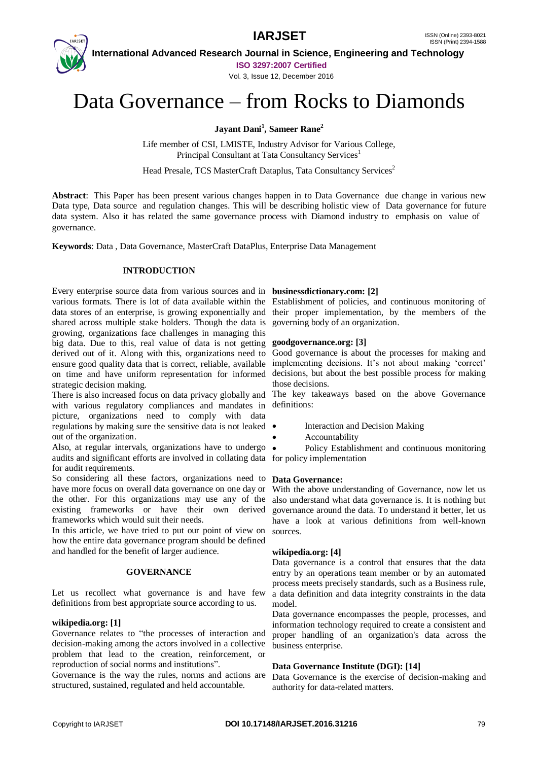# Data Governance – from Rocks to Diamonds

**Jayant Dani[1], Sameer Rane[2]**

Life member of CSI, LMISTE, Industry Advisor for Various College, Principal Consultant at Tata Consultancy Services[1]

Head Presale, TCS MasterCraft Dataplus, Tata Consultancy Services[2]

**Abstract**: This Paper has been present various changes happen in to Data Governance due change in various new Data type, Data source and regulation changes. This will be describing holistic view of Data governance for future data system. Also it has related the same governance process with Diamond industry to emphasis on value of governance.

**Keywords**: Data , Data Governance, MasterCraft DataPlus, Enterprise Data Management

## INTRODUCTION

Every enterprise source data from various sources and in various formats. There is lot of data available within the data stores of an enterprise, is growing exponentially and shared across multiple stake holders. Though the data is growing, organizations face challenges in managing this big data. Due to this, real value of data is not getting derived out of it. Along with this, organizations need to ensure good quality data that is correct, reliable, available on time and have uniform representation for informed strategic decision making.

There is also increased focus on data privacy globally and with various regulatory compliances and mandates in picture, organizations need to comply with data regulations by making sure the sensitive data is not leaked out of the organization.

Also, at regular intervals, organizations have to undergo audits and significant efforts are involved in collating data for audit requirements.

So considering all these factors, organizations need to have more focus on overall data governance on one day or the other. For this organizations may use any of the existing frameworks or have their own derived frameworks which would suit their needs.

In this article, we have tried to put our point of view on how the entire data governance program should be defined and handled for the benefit of larger audience.

## GOVERNANCE

Let us recollect what governance is and have few definitions from best appropriate source according to us.

**wikipedia.org: [1]**

Governance relates to "the processes of interaction and decision-making among the actors involved in a collective problem that lead to the creation, reinforcement, or reproduction of social norms and institutions".

Governance is the way the rules, norms and actions are structured, sustained, regulated and held accountable.

**businessdictionary.com: [2]**

Establishment of policies, and continuous monitoring of their proper implementation, by the members of the governing body of an organization.

**goodgovernance.org: [3]**

Good governance is about the processes for making and implementing decisions. It's not about making 'correct' decisions, but about the best possible process for making those decisions.

The key takeaways based on the above Governance definitions:

- Interaction and Decision Making
- Accountability
- Policy Establishment and continuous monitoring for policy implementation

**Data Governance:**

With the above understanding of Governance, now let us also understand what data governance is. It is nothing but governance around the data. To understand it better, let us have a look at various definitions from well-known sources.

**wikipedia.org: [4]**

Data governance is a control that ensures that the data entry by an operations team member or by an automated process meets precisely standards, such as a Business rule, a data definition and data integrity constraints in the data model.

Data governance encompasses the people, processes, and information technology required to create a consistent and proper handling of an organization's data across the business enterprise.

**Data Governance Institute (DGI): [14]**

Data Governance is the exercise of decision-making and authority for data-related matters.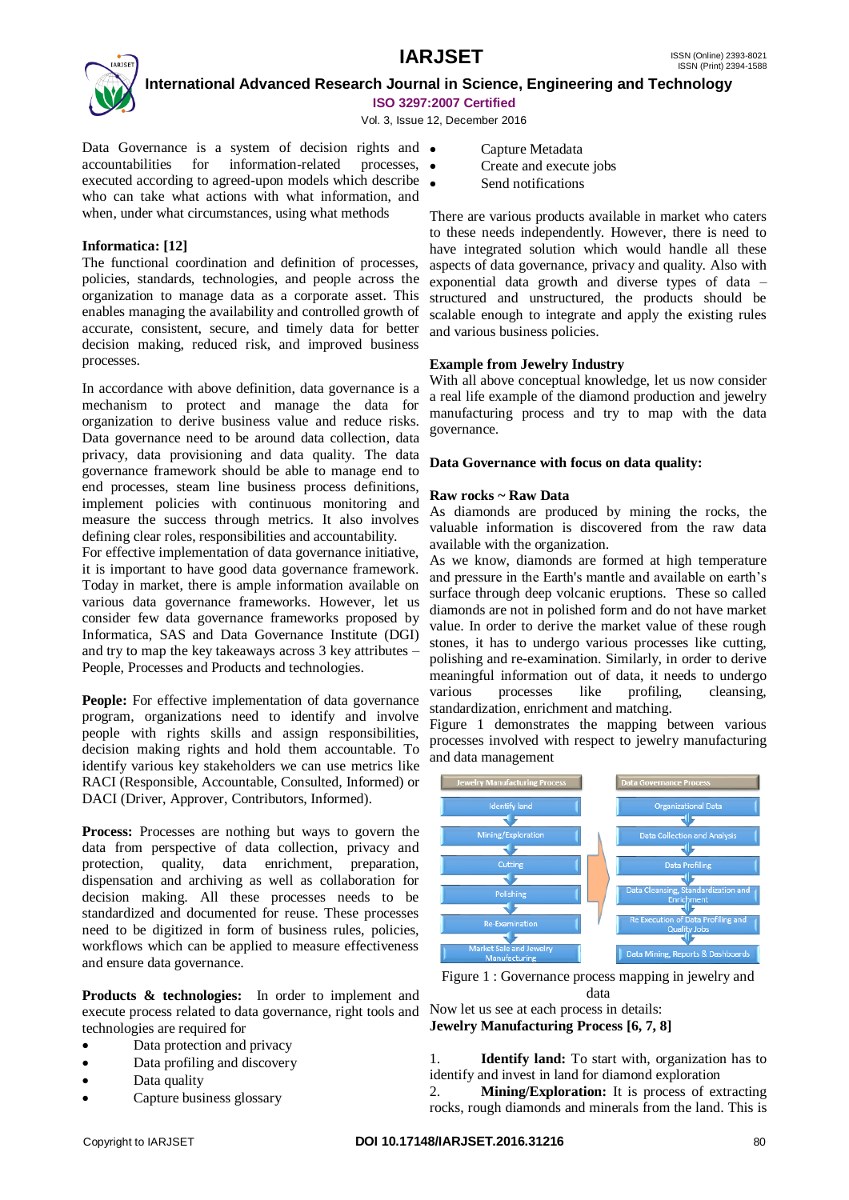Data Governance is a system of decision rights and accountabilities for information-related processes, executed according to agreed-upon models which describe who can take what actions with what information, and when, under what circumstances, using what methods

**Informatica: [12]**
The functional coordination and definition of processes, policies, standards, technologies, and people across the organization to manage data as a corporate asset. This enables managing the availability and controlled growth of accurate, consistent, secure, and timely data for better decision making, reduced risk, and improved business processes.

In accordance with above definition, data governance is a mechanism to protect and manage the data for organization to derive business value and reduce risks. Data governance need to be around data collection, data privacy, data provisioning and data quality. The data governance framework should be able to manage end to end processes, steam line business process definitions, implement policies with continuous monitoring and measure the success through metrics. It also involves defining clear roles, responsibilities and accountability.
For effective implementation of data governance initiative, it is important to have good data governance framework. Today in market, there is ample information available on various data governance frameworks. However, let us consider few data governance frameworks proposed by Informatica, SAS and Data Governance Institute (DGI) and try to map the key takeaways across 3 key attributes – People, Processes and Products and technologies.

**People:** For effective implementation of data governance program, organizations need to identify and involve people with rights skills and assign responsibilities, decision making rights and hold them accountable. To identify various key stakeholders we can use metrics like RACI (Responsible, Accountable, Consulted, Informed) or DACI (Driver, Approver, Contributors, Informed).

**Process:** Processes are nothing but ways to govern the data from perspective of data collection, privacy and protection, quality, data enrichment, preparation, dispensation and archiving as well as collaboration for decision making. All these processes needs to be standardized and documented for reuse. These processes need to be digitized in form of business rules, policies, workflows which can be applied to measure effectiveness and ensure data governance.

**Products & technologies:** In order to implement and execute process related to data governance, right tools and technologies are required for

- Data protection and privacy
- Data profiling and discovery
- Data quality
- Capture business glossary
- Capture Metadata
- Create and execute jobs
- Send notifications

There are various products available in market who caters to these needs independently. However, there is need to have integrated solution which would handle all these aspects of data governance, privacy and quality. Also with exponential data growth and diverse types of data – structured and unstructured, the products should be scalable enough to integrate and apply the existing rules and various business policies.

**Example from Jewelry Industry**
With all above conceptual knowledge, let us now consider a real life example of the diamond production and jewelry manufacturing process and try to map with the data governance.

**Data Governance with focus on data quality:**

**Raw rocks ~ Raw Data**
As diamonds are produced by mining the rocks, the valuable information is discovered from the raw data available with the organization.
As we know, diamonds are formed at high temperature and pressure in the Earth's mantle and available on earth's surface through deep volcanic eruptions. These so called diamonds are not in polished form and do not have market value. In order to derive the market value of these rough stones, it has to undergo various processes like cutting, polishing and re-examination. Similarly, in order to derive meaningful information out of data, it needs to undergo various processes like profiling, cleansing, standardization, enrichment and matching.
Figure 1 demonstrates the mapping between various processes involved with respect to jewelry manufacturing and data management

| Jewelry Manufacturing Process | Data Governance Process |
|---|---|
| Identify land | Organizational Data |
| Mining/Exploration | Data Collection and Analysis |
| Cutting | Data Profiling |
| Polishing | Data Cleansing, Standardization and Enrichment |
| Re-Examination | Re Execution of Data Profiling and Quality Jobs |
| Market Sale and Jewelry Manufacturing | Data Mining, Reports & Dashboards |

Figure 1 : Governance process mapping in jewelry and data

Now let us see at each process in details:
**Jewelry Manufacturing Process [6, 7, 8]**

1. **Identify land:** To start with, organization has to identify and invest in land for diamond exploration
2. **Mining/Exploration:** It is process of extracting rocks, rough diamonds and minerals from the land. This is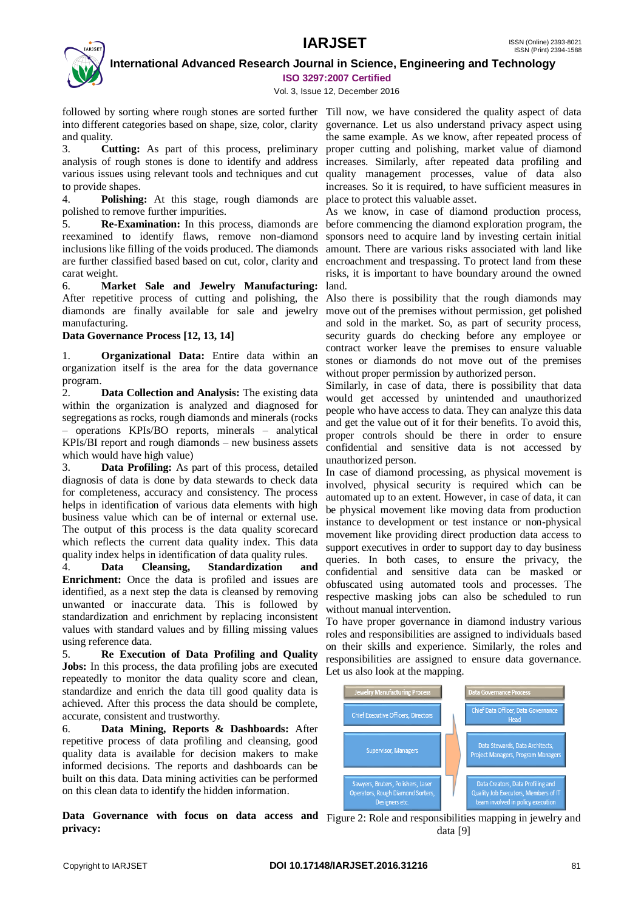followed by sorting where rough stones are sorted further into different categories based on shape, size, color, clarity and quality.

3. **Cutting:** As part of this process, preliminary analysis of rough stones is done to identify and address various issues using relevant tools and techniques and cut to provide shapes.
4. **Polishing:** At this stage, rough diamonds are polished to remove further impurities.
5. **Re-Examination:** In this process, diamonds are reexamined to identify flaws, remove non-diamond inclusions like filling of the voids produced. The diamonds are further classified based based on cut, color, clarity and carat weight.
6. **Market Sale and Jewelry Manufacturing:** After repetitive process of cutting and polishing, the diamonds are finally available for sale and jewelry manufacturing.

**Data Governance Process [12, 13, 14]**

1. **Organizational Data:** Entire data within an organization itself is the area for the data governance program.
2. **Data Collection and Analysis:** The existing data within the organization is analyzed and diagnosed for segregations as rocks, rough diamonds and minerals (rocks – operations KPIs/BO reports, minerals – analytical KPIs/BI report and rough diamonds – new business assets which would have high value)
3. **Data Profiling:** As part of this process, detailed diagnosis of data is done by data stewards to check data for completeness, accuracy and consistency. The process helps in identification of various data elements with high business value which can be of internal or external use. The output of this process is the data quality scorecard which reflects the current data quality index. This data quality index helps in identification of data quality rules.
4. **Data Cleansing, Standardization and Enrichment:** Once the data is profiled and issues are identified, as a next step the data is cleansed by removing unwanted or inaccurate data. This is followed by standardization and enrichment by replacing inconsistent values with standard values and by filling missing values using reference data.
5. **Re Execution of Data Profiling and Quality Jobs:** In this process, the data profiling jobs are executed repeatedly to monitor the data quality score and clean, standardize and enrich the data till good quality data is achieved. After this process the data should be complete, accurate, consistent and trustworthy.
6. **Data Mining, Reports & Dashboards:** After repetitive process of data profiling and cleansing, good quality data is available for decision makers to make informed decisions. The reports and dashboards can be built on this data. Data mining activities can be performed on this clean data to identify the hidden information.

**Data Governance with focus on data access and privacy:**

Till now, we have considered the quality aspect of data governance. Let us also understand privacy aspect using the same example. As we know, after repeated process of proper cutting and polishing, market value of diamond increases. Similarly, after repeated data profiling and quality management processes, value of data also increases. So it is required, to have sufficient measures in place to protect this valuable asset.

As we know, in case of diamond production process, before commencing the diamond exploration program, the sponsors need to acquire land by investing certain initial amount. There are various risks associated with land like encroachment and trespassing. To protect land from these risks, it is important to have boundary around the owned land.

Also there is possibility that the rough diamonds may move out of the premises without permission, get polished and sold in the market. So, as part of security process, security guards do checking before any employee or contract worker leave the premises to ensure valuable stones or diamonds do not move out of the premises without proper permission by authorized person.

Similarly, in case of data, there is possibility that data would get accessed by unintended and unauthorized people who have access to data. They can analyze this data and get the value out of it for their benefits. To avoid this, proper controls should be there in order to ensure confidential and sensitive data is not accessed by unauthorized person.

In case of diamond processing, as physical movement is involved, physical security is required which can be automated up to an extent. However, in case of data, it can be physical movement like moving data from production instance to development or test instance or non-physical movement like providing direct production data access to support executives in order to support day to day business queries. In both cases, to ensure the privacy, the confidential and sensitive data can be masked or obfuscated using automated tools and processes. The respective masking jobs can also be scheduled to run without manual intervention.

To have proper governance in diamond industry various roles and responsibilities are assigned to individuals based on their skills and experience. Similarly, the roles and responsibilities are assigned to ensure data governance. Let us also look at the mapping.

| Jewelry Manufacturing Process | Data Governance Process |
| --- | --- |
| Chief Executive Officers, Directors | Chief Data Officer, Data Governance Head |
| Supervisor, Managers | Data Stewards, Data Architects, Project Managers, Program Managers |
| Sawyers, Bruters, Polishers, Laser Operators, Rough Diamond Sorters, Designers etc. | Data Creators, Data Profiling and Quality Job Executors, Members of IT team involved in policy execution |

Figure 2: Role and responsibilities mapping in jewelry and data [9]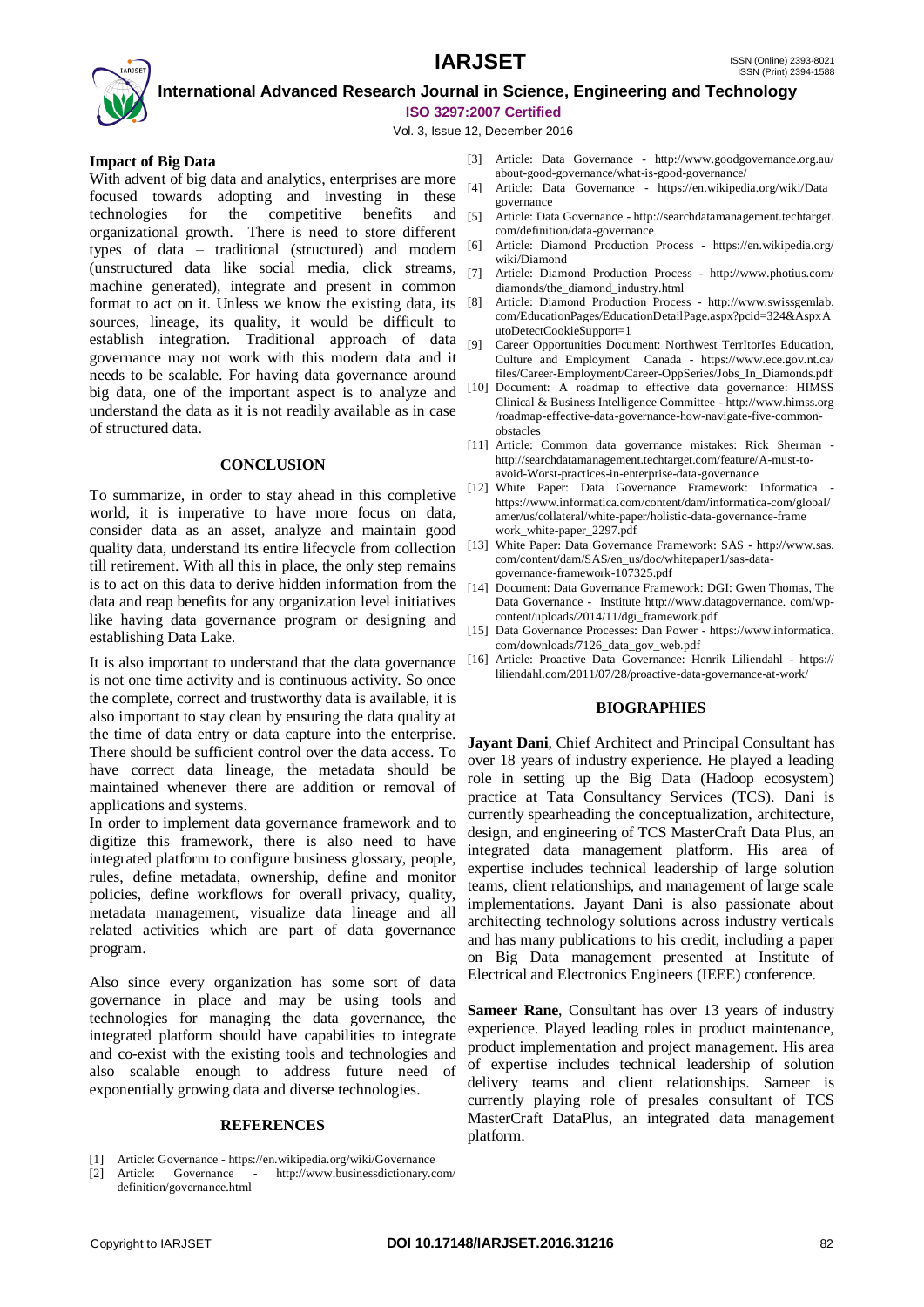**Impact of Big Data**

With advent of big data and analytics, enterprises are more focused towards adopting and investing in these technologies for the competitive benefits and organizational growth. There is need to store different types of data – traditional (structured) and modern (unstructured data like social media, click streams, machine generated), integrate and present in common format to act on it. Unless we know the existing data, its sources, lineage, its quality, it would be difficult to establish integration. Traditional approach of data governance may not work with this modern data and it needs to be scalable. For having data governance around big data, one of the important aspect is to analyze and understand the data as it is not readily available as in case of structured data.

## CONCLUSION

To summarize, in order to stay ahead in this completive world, it is imperative to have more focus on data, consider data as an asset, analyze and maintain good quality data, understand its entire lifecycle from collection till retirement. With all this in place, the only step remains is to act on this data to derive hidden information from the data and reap benefits for any organization level initiatives like having data governance program or designing and establishing Data Lake.

It is also important to understand that the data governance is not one time activity and is continuous activity. So once the complete, correct and trustworthy data is available, it is also important to stay clean by ensuring the data quality at the time of data entry or data capture into the enterprise. There should be sufficient control over the data access. To have correct data lineage, the metadata should be maintained whenever there are addition or removal of applications and systems.

In order to implement data governance framework and to digitize this framework, there is also need to have integrated platform to configure business glossary, people, rules, define metadata, ownership, define and monitor policies, define workflows for overall privacy, quality, metadata management, visualize data lineage and all related activities which are part of data governance program.

Also since every organization has some sort of data governance in place and may be using tools and technologies for managing the data governance, the integrated platform should have capabilities to integrate and co-exist with the existing tools and technologies and also scalable enough to address future need of exponentially growing data and diverse technologies.

## REFERENCES

[1] Article: Governance - https://en.wikipedia.org/wiki/Governance

[2] Article: Governance - http://www.businessdictionary.com/definition/governance.html

[3] Article: Data Governance - http://www.goodgovernance.org.au/about-good-governance/what-is-good-governance/

[4] Article: Data Governance - https://en.wikipedia.org/wiki/Data_governance

[5] Article: Data Governance - http://searchdatamanagement.techtarget.com/definition/data-governance

[6] Article: Diamond Production Process - https://en.wikipedia.org/wiki/Diamond

[7] Article: Diamond Production Process - http://www.photius.com/diamonds/the_diamond_industry.html

[8] Article: Diamond Production Process - http://www.swissgemlab.com/EducationPages/EducationDetailPage.aspx?pcid=324&AspxAutoDetectCookieSupport=1

[9] Career Opportunities Document: Northwest TerrItorIes Education, Culture and Employment Canada - https://www.ece.gov.nt.ca/files/Career-Employment/Career-OppSeries/Jobs_In_Diamonds.pdf

[10] Document: A roadmap to effective data governance: HIMSS Clinical & Business Intelligence Committee - http://www.himss.org/roadmap-effective-data-governance-how-navigate-five-common-obstacles

[11] Article: Common data governance mistakes: Rick Sherman - http://searchdatamanagement.techtarget.com/feature/A-must-to-avoid-Worst-practices-in-enterprise-data-governance

[12] White Paper: Data Governance Framework: Informatica - https://www.informatica.com/content/dam/informatica-com/global/amer/us/collateral/white-paper/holistic-data-governance-frame work_white-paper_2297.pdf

[13] White Paper: Data Governance Framework: SAS - http://www.sas.com/content/dam/SAS/en_us/doc/whitepaper1/sas-data-governance-framework-107325.pdf

[14] Document: Data Governance Framework: DGI: Gwen Thomas, The Data Governance - Institute http://www.datagovernance.com/wp-content/uploads/2014/11/dgi_framework.pdf

[15] Data Governance Processes: Dan Power - https://www.informatica.com/downloads/7126_data_gov_web.pdf

[16] Article: Proactive Data Governance: Henrik Liliendahl - https://liliendahl.com/2011/07/28/proactive-data-governance-at-work/

## BIOGRAPHIES

**Jayant Dani**, Chief Architect and Principal Consultant has over 18 years of industry experience. He played a leading role in setting up the Big Data (Hadoop ecosystem) practice at Tata Consultancy Services (TCS). Dani is currently spearheading the conceptualization, architecture, design, and engineering of TCS MasterCraft Data Plus, an integrated data management platform. His area of expertise includes technical leadership of large solution teams, client relationships, and management of large scale implementations. Jayant Dani is also passionate about architecting technology solutions across industry verticals and has many publications to his credit, including a paper on Big Data management presented at Institute of Electrical and Electronics Engineers (IEEE) conference.

**Sameer Rane**, Consultant has over 13 years of industry experience. Played leading roles in product maintenance, product implementation and project management. His area of expertise includes technical leadership of solution delivery teams and client relationships. Sameer is currently playing role of presales consultant of TCS MasterCraft DataPlus, an integrated data management platform.